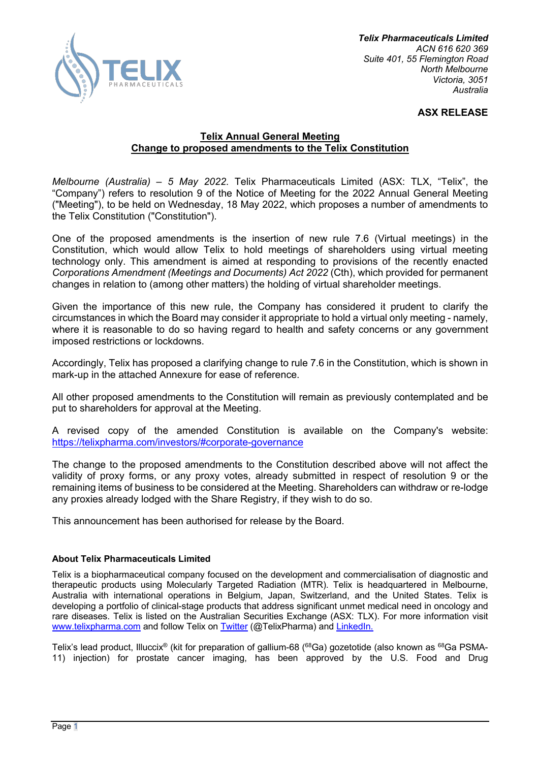**Telix Pharmaceuticals Limited**
*ACN 616 620 369*
*Suite 401, 55 Flemington Road*
*North Melbourne*
*Victoria, 3051*
*Australia*

**ASX RELEASE**

# Telix Annual General Meeting
## Change to proposed amendments to the Telix Constitution

*Melbourne (Australia) – 5 May 2022.* Telix Pharmaceuticals Limited (ASX: TLX, "Telix", the "Company") refers to resolution 9 of the Notice of Meeting for the 2022 Annual General Meeting ("Meeting"), to be held on Wednesday, 18 May 2022, which proposes a number of amendments to the Telix Constitution ("Constitution").

One of the proposed amendments is the insertion of new rule 7.6 (Virtual meetings) in the Constitution, which would allow Telix to hold meetings of shareholders using virtual meeting technology only. This amendment is aimed at responding to provisions of the recently enacted *Corporations Amendment (Meetings and Documents) Act 2022* (Cth), which provided for permanent changes in relation to (among other matters) the holding of virtual shareholder meetings.

Given the importance of this new rule, the Company has considered it prudent to clarify the circumstances in which the Board may consider it appropriate to hold a virtual only meeting - namely, where it is reasonable to do so having regard to health and safety concerns or any government imposed restrictions or lockdowns.

Accordingly, Telix has proposed a clarifying change to rule 7.6 in the Constitution, which is shown in mark-up in the attached Annexure for ease of reference.

All other proposed amendments to the Constitution will remain as previously contemplated and be put to shareholders for approval at the Meeting.

A revised copy of the amended Constitution is available on the Company's website: https://telixpharma.com/investors/#corporate-governance

The change to the proposed amendments to the Constitution described above will not affect the validity of proxy forms, or any proxy votes, already submitted in respect of resolution 9 or the remaining items of business to be considered at the Meeting. Shareholders can withdraw or re-lodge any proxies already lodged with the Share Registry, if they wish to do so.

This announcement has been authorised for release by the Board.

### About Telix Pharmaceuticals Limited

Telix is a biopharmaceutical company focused on the development and commercialisation of diagnostic and therapeutic products using Molecularly Targeted Radiation (MTR). Telix is headquartered in Melbourne, Australia with international operations in Belgium, Japan, Switzerland, and the United States. Telix is developing a portfolio of clinical-stage products that address significant unmet medical need in oncology and rare diseases. Telix is listed on the Australian Securities Exchange (ASX: TLX). For more information visit www.telixpharma.com and follow Telix on Twitter (@TelixPharma) and LinkedIn.

Telix's lead product, Illuccix® (kit for preparation of gallium-68 ($^{68}$Ga) gozetotide (also known as $^{68}$Ga PSMA-11) injection) for prostate cancer imaging, has been approved by the U.S. Food and Drug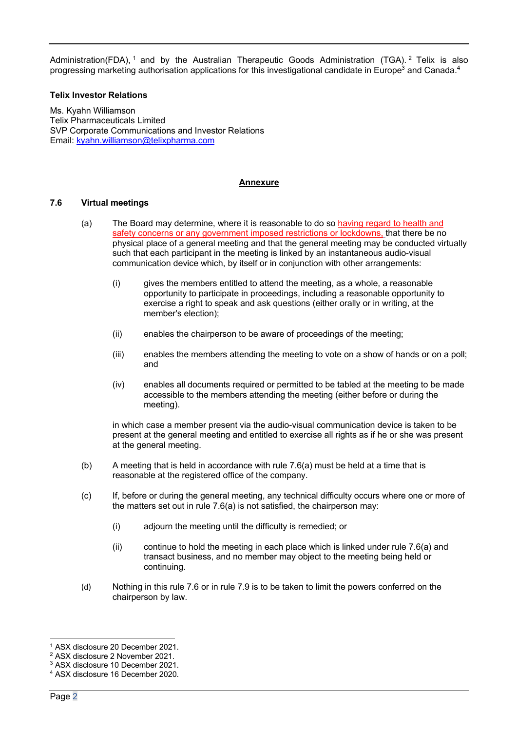Administration(FDA),[1] and by the Australian Therapeutic Goods Administration (TGA).[2] Telix is also progressing marketing authorisation applications for this investigational candidate in Europe[3] and Canada.[4]

**Telix Investor Relations**

Ms. Kyahn Williamson
Telix Pharmaceuticals Limited
SVP Corporate Communications and Investor Relations
Email: kyahn.williamson@telixpharma.com

**Annexure**

**7.6 Virtual meetings**

(a) The Board may determine, where it is reasonable to do so having regard to health and safety concerns or any government imposed restrictions or lockdowns, that there be no physical place of a general meeting and that the general meeting may be conducted virtually such that each participant in the meeting is linked by an instantaneous audio-visual communication device which, by itself or in conjunction with other arrangements:

(i) gives the members entitled to attend the meeting, as a whole, a reasonable opportunity to participate in proceedings, including a reasonable opportunity to exercise a right to speak and ask questions (either orally or in writing, at the member's election);

(ii) enables the chairperson to be aware of proceedings of the meeting;

(iii) enables the members attending the meeting to vote on a show of hands or on a poll; and

(iv) enables all documents required or permitted to be tabled at the meeting to be made accessible to the members attending the meeting (either before or during the meeting).

in which case a member present via the audio-visual communication device is taken to be present at the general meeting and entitled to exercise all rights as if he or she was present at the general meeting.

(b) A meeting that is held in accordance with rule 7.6(a) must be held at a time that is reasonable at the registered office of the company.

(c) If, before or during the general meeting, any technical difficulty occurs where one or more of the matters set out in rule 7.6(a) is not satisfied, the chairperson may:

(i) adjourn the meeting until the difficulty is remedied; or

(ii) continue to hold the meeting in each place which is linked under rule 7.6(a) and transact business, and no member may object to the meeting being held or continuing.

(d) Nothing in this rule 7.6 or in rule 7.9 is to be taken to limit the powers conferred on the chairperson by law.

---

[1] ASX disclosure 20 December 2021.
[2] ASX disclosure 2 November 2021.
[3] ASX disclosure 10 December 2021.
[4] ASX disclosure 16 December 2020.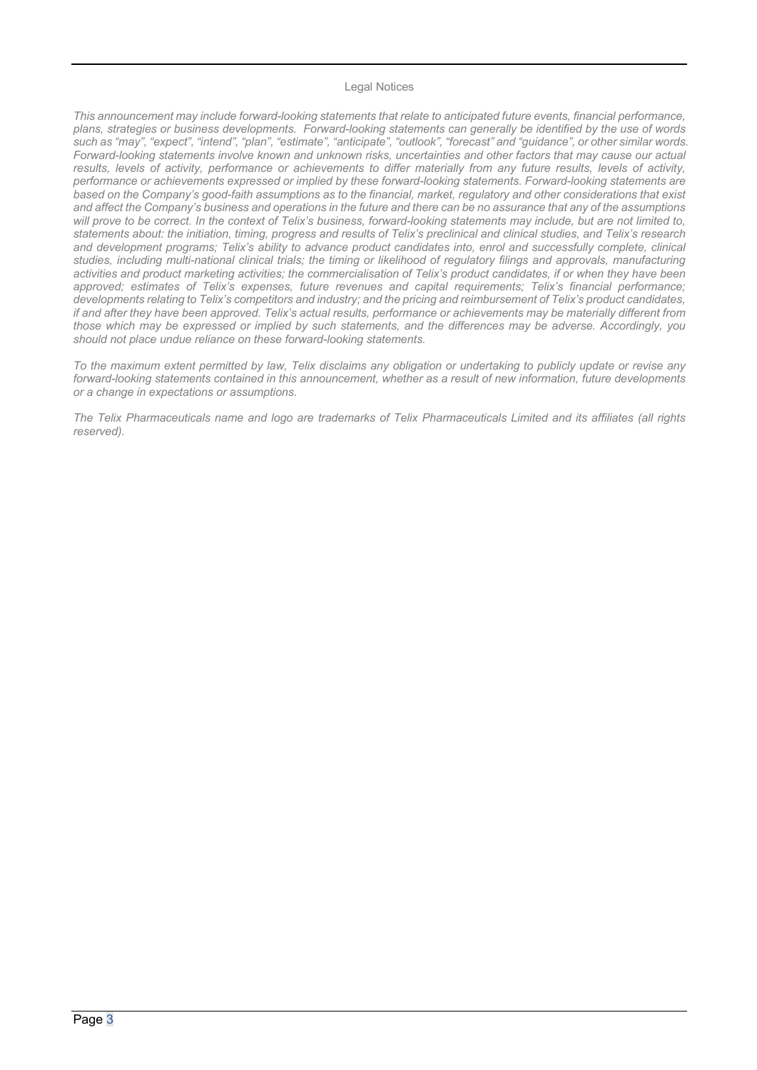## Legal Notices

*This announcement may include forward-looking statements that relate to anticipated future events, financial performance, plans, strategies or business developments. Forward-looking statements can generally be identified by the use of words such as "may", "expect", "intend", "plan", "estimate", "anticipate", "outlook", "forecast" and "guidance", or other similar words. Forward-looking statements involve known and unknown risks, uncertainties and other factors that may cause our actual results, levels of activity, performance or achievements to differ materially from any future results, levels of activity, performance or achievements expressed or implied by these forward-looking statements. Forward-looking statements are based on the Company's good-faith assumptions as to the financial, market, regulatory and other considerations that exist and affect the Company's business and operations in the future and there can be no assurance that any of the assumptions will prove to be correct. In the context of Telix's business, forward-looking statements may include, but are not limited to, statements about: the initiation, timing, progress and results of Telix's preclinical and clinical studies, and Telix's research and development programs; Telix's ability to advance product candidates into, enrol and successfully complete, clinical studies, including multi-national clinical trials; the timing or likelihood of regulatory filings and approvals, manufacturing activities and product marketing activities; the commercialisation of Telix's product candidates, if or when they have been approved; estimates of Telix's expenses, future revenues and capital requirements; Telix's financial performance; developments relating to Telix's competitors and industry; and the pricing and reimbursement of Telix's product candidates, if and after they have been approved. Telix's actual results, performance or achievements may be materially different from those which may be expressed or implied by such statements, and the differences may be adverse. Accordingly, you should not place undue reliance on these forward-looking statements.*

*To the maximum extent permitted by law, Telix disclaims any obligation or undertaking to publicly update or revise any forward-looking statements contained in this announcement, whether as a result of new information, future developments or a change in expectations or assumptions.*

*The Telix Pharmaceuticals name and logo are trademarks of Telix Pharmaceuticals Limited and its affiliates (all rights reserved).*